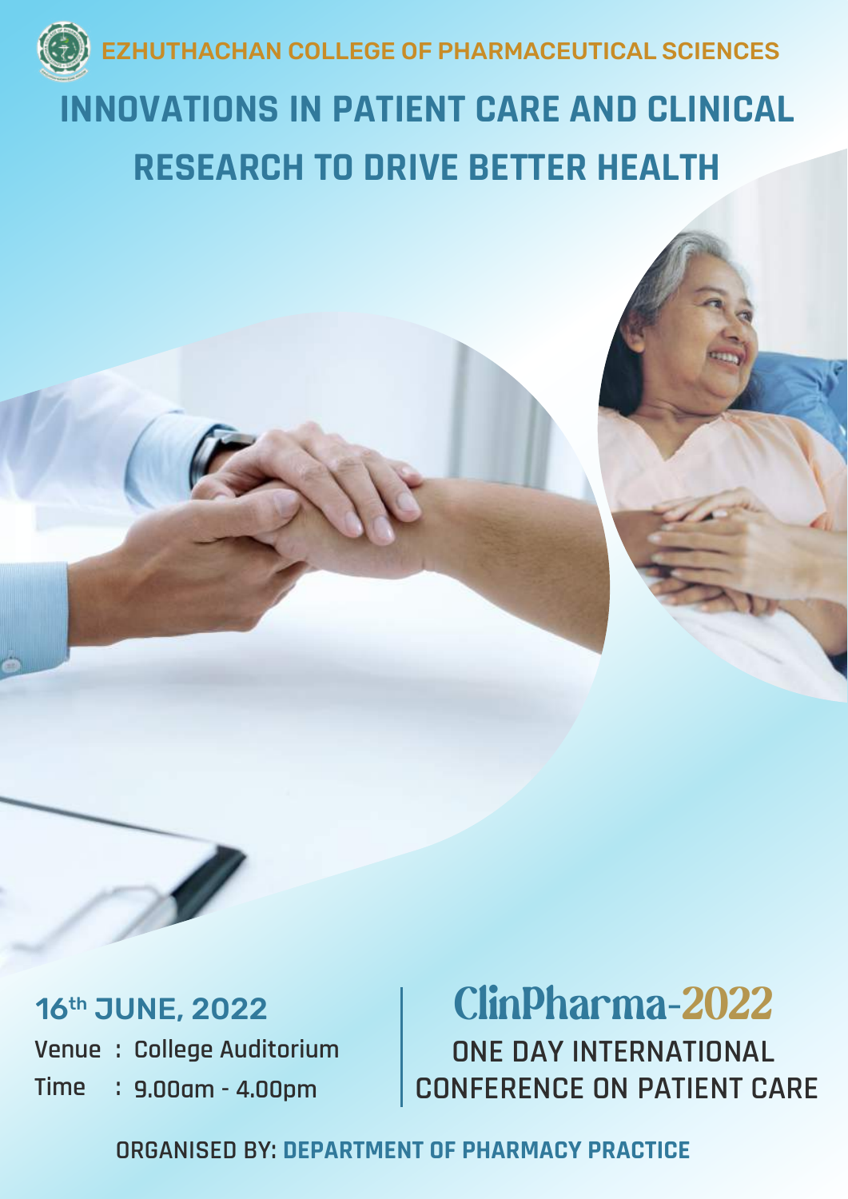EZHUTHACHAN COLLEGE OF PHARMACEUTICAL SCIENCES

# INNOVATIONS IN PATIENT CARE AND CLINICAL RESEARCH TO DRIVE BETTER HEALTH

**16th JUNE, 2022**

Venue : College Auditorium

Time : 9.00am - 4.00pm

## ClinPharma-2022

ONE DAY INTERNATIONAL CONFERENCE ON PATIENT CARE

ORGANISED BY: **DEPARTMENT OF PHARMACY PRACTICE**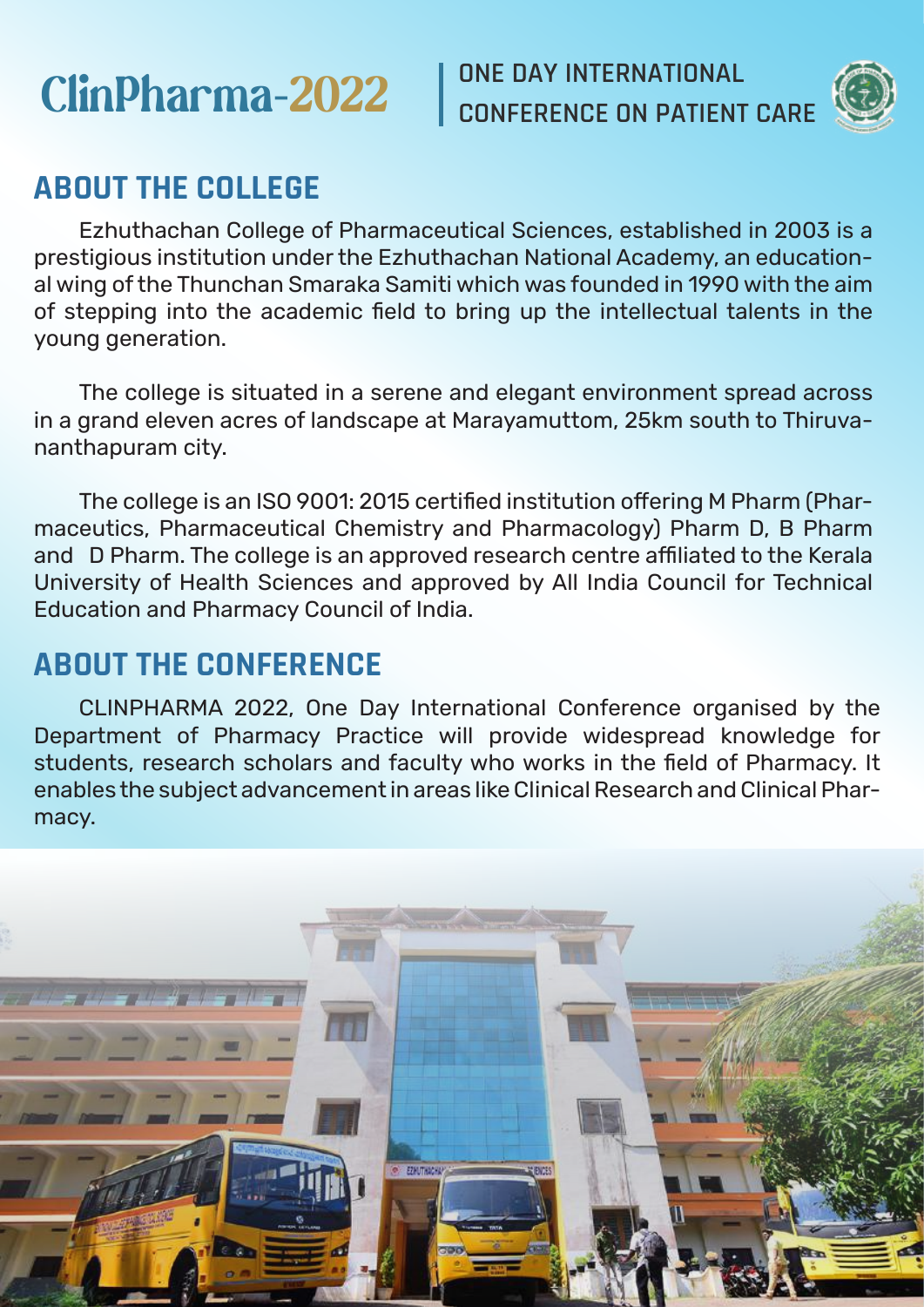ClinPharma-2022 | ONE DAY INTERNATIONAL CONFERENCE ON PATIENT CARE

## ABOUT THE COLLEGE

Ezhuthachan College of Pharmaceutical Sciences, established in 2003 is a prestigious institution under the Ezhuthachan National Academy, an educational wing of the Thunchan Smaraka Samiti which was founded in 1990 with the aim of stepping into the academic field to bring up the intellectual talents in the young generation.

The college is situated in a serene and elegant environment spread across in a grand eleven acres of landscape at Marayamuttom, 25km south to Thiruvananthapuram city.

The college is an ISO 9001: 2015 certified institution offering M Pharm (Pharmaceutics, Pharmaceutical Chemistry and Pharmacology) Pharm D, B Pharm and D Pharm. The college is an approved research centre affiliated to the Kerala University of Health Sciences and approved by All India Council for Technical Education and Pharmacy Council of India.

## ABOUT THE CONFERENCE

CLINPHARMA 2022, One Day International Conference organised by the Department of Pharmacy Practice will provide widespread knowledge for students, research scholars and faculty who works in the field of Pharmacy. It enables the subject advancement in areas like Clinical Research and Clinical Pharmacy.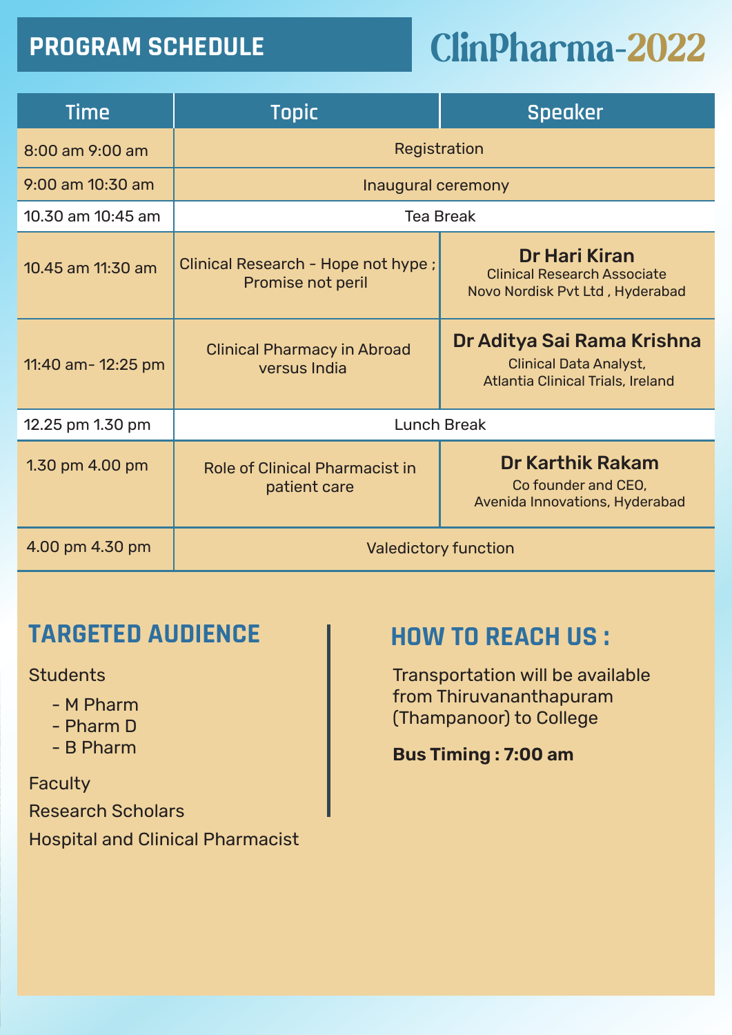# PROGRAM SCHEDULE

## ClinPharma-2022

| Time | Topic | Speaker |
|---|---|---|
| 8:00 am 9:00 am | Registration | |
| 9:00 am 10:30 am | Inaugural ceremony | |
| 10.30 am 10:45 am | Tea Break | |
| 10.45 am 11:30 am | Clinical Research - Hope not hype ; Promise not peril | **Dr Hari Kiran** Clinical Research Associate Novo Nordisk Pvt Ltd , Hyderabad |
| 11:40 am- 12:25 pm | Clinical Pharmacy in Abroad versus India | **Dr Aditya Sai Rama Krishna** Clinical Data Analyst, Atlantia Clinical Trials, Ireland |
| 12.25 pm 1.30 pm | Lunch Break | |
| 1.30 pm 4.00 pm | Role of Clinical Pharmacist in patient care | **Dr Karthik Rakam** Co founder and CEO, Avenida Innovations, Hyderabad |
| 4.00 pm 4.30 pm | Valedictory function | |

## TARGETED AUDIENCE

Students

- M Pharm
- Pharm D
- B Pharm

Faculty

Research Scholars

Hospital and Clinical Pharmacist

## HOW TO REACH US :

Transportation will be available from Thiruvananthapuram (Thampanoor) to College

**Bus Timing : 7:00 am**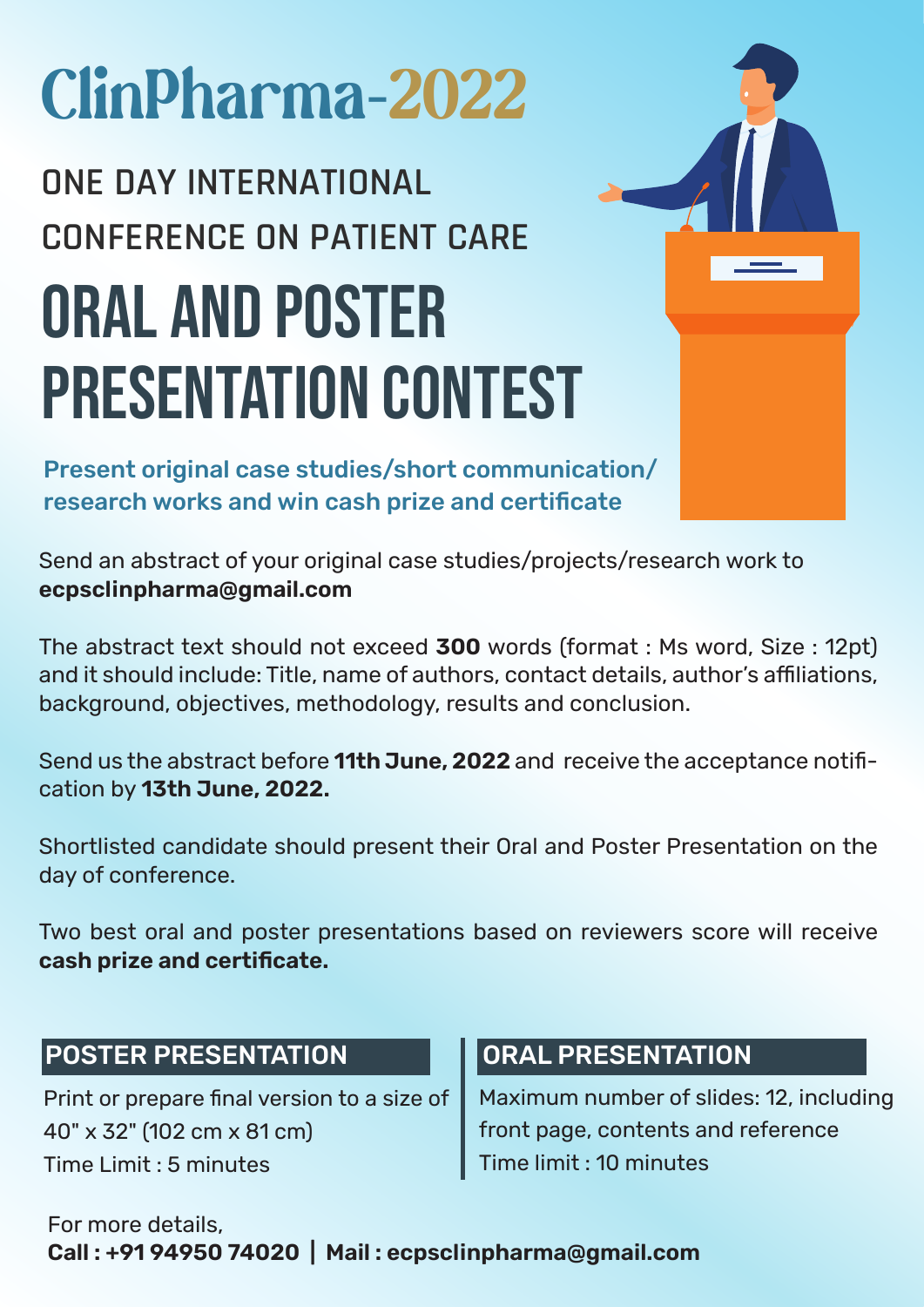# ClinPharma-2022

## ONE DAY INTERNATIONAL CONFERENCE ON PATIENT CARE

# ORAL AND POSTER PRESENTATION CONTEST

**Present original case studies/short communication/ research works and win cash prize and certificate**

Send an abstract of your original case studies/projects/research work to **ecpsclinpharma@gmail.com**

The abstract text should not exceed **300** words (format : Ms word, Size : 12pt) and it should include: Title, name of authors, contact details, author's affiliations, background, objectives, methodology, results and conclusion.

Send us the abstract before **11th June, 2022** and receive the acceptance notification by **13th June, 2022.**

Shortlisted candidate should present their Oral and Poster Presentation on the day of conference.

Two best oral and poster presentations based on reviewers score will receive **cash prize and certificate.**

### POSTER PRESENTATION

Print or prepare final version to a size of 40" x 32" (102 cm x 81 cm)
Time Limit : 5 minutes

### ORAL PRESENTATION

Maximum number of slides: 12, including front page, contents and reference
Time limit : 10 minutes

For more details,
**Call : +91 94950 74020 | Mail : ecpsclinpharma@gmail.com**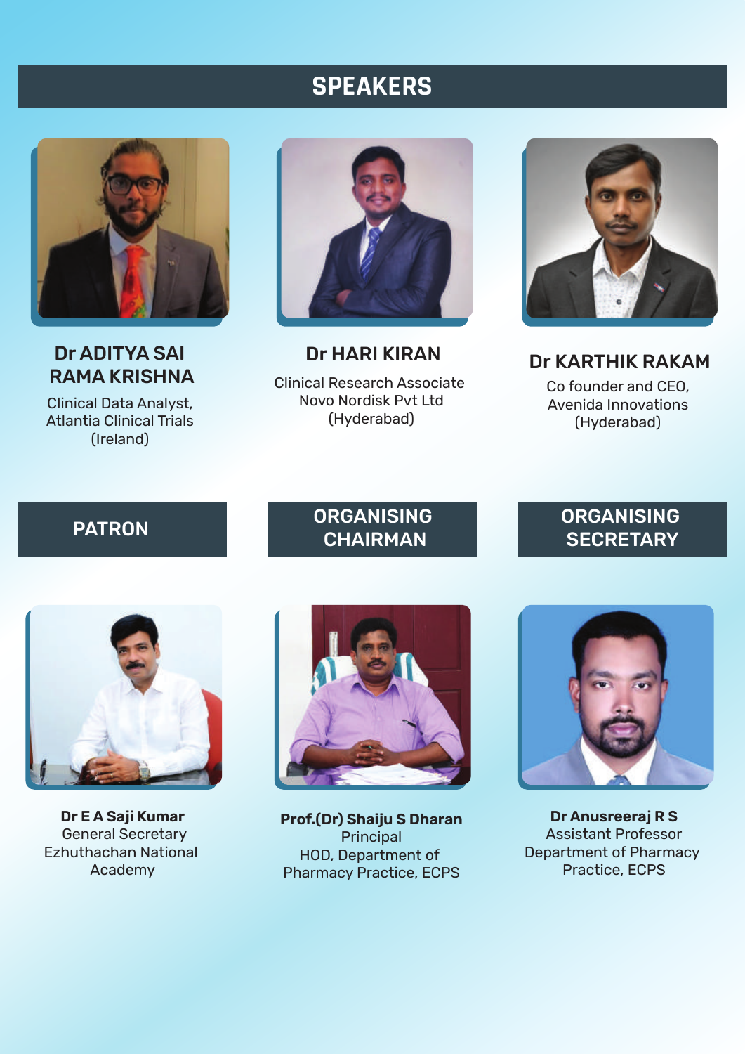## SPEAKERS

**Dr ADITYA SAI RAMA KRISHNA**
Clinical Data Analyst,
Atlantia Clinical Trials
(Ireland)

**Dr HARI KIRAN**
Clinical Research Associate
Novo Nordisk Pvt Ltd
(Hyderabad)

**Dr KARTHIK RAKAM**
Co founder and CEO,
Avenida Innovations
(Hyderabad)

## PATRON

**Dr E A Saji Kumar**
General Secretary
Ezhuthachan National Academy

## ORGANISING CHAIRMAN

**Prof.(Dr) Shaiju S Dharan**
Principal
HOD, Department of Pharmacy Practice, ECPS

## ORGANISING SECRETARY

**Dr Anusreeraj R S**
Assistant Professor
Department of Pharmacy Practice, ECPS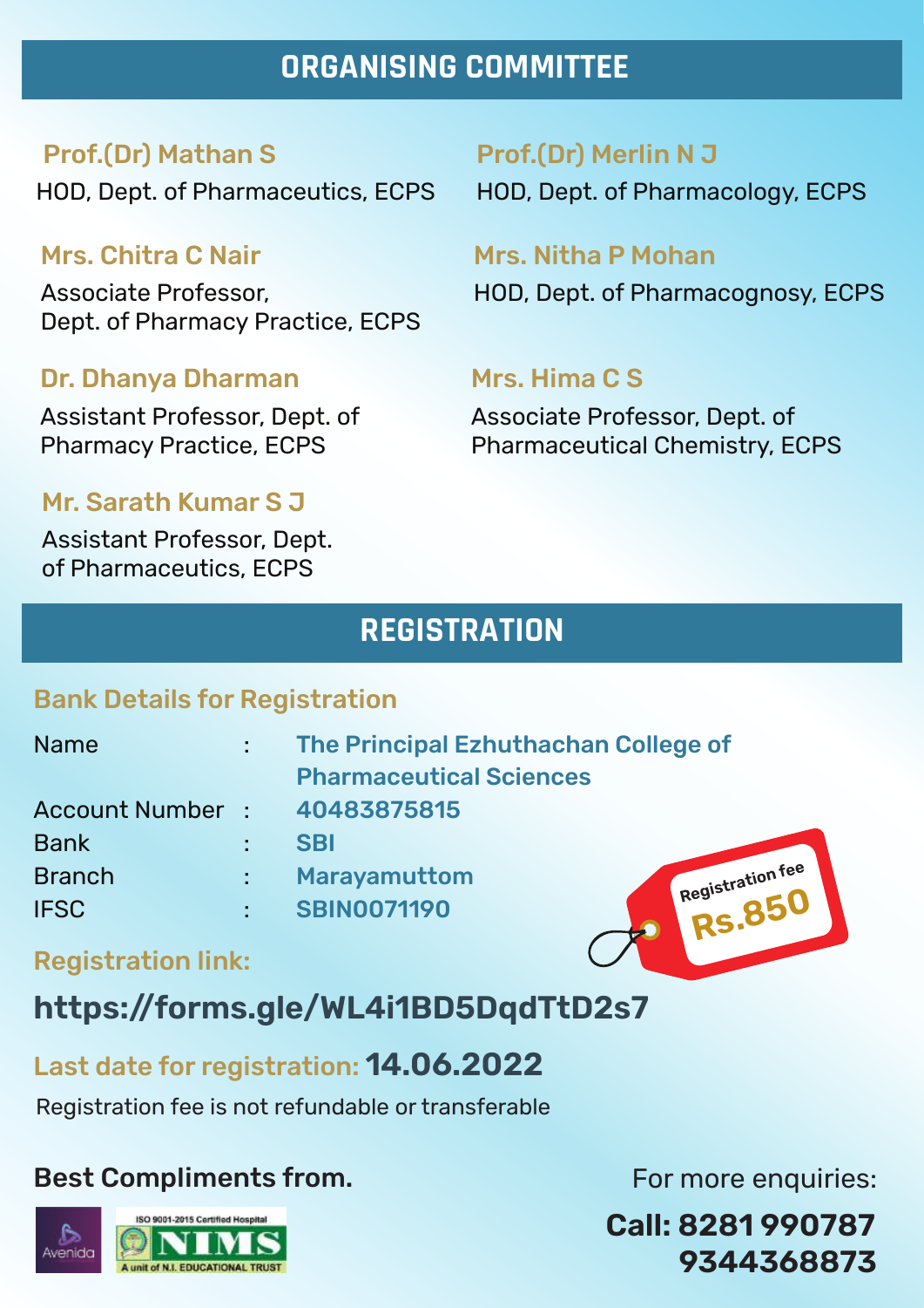## ORGANISING COMMITTEE

**Prof.(Dr) Mathan S**
HOD, Dept. of Pharmaceutics, ECPS

**Prof.(Dr) Merlin N J**
HOD, Dept. of Pharmacology, ECPS

**Mrs. Chitra C Nair**
Associate Professor,
Dept. of Pharmacy Practice, ECPS

**Mrs. Nitha P Mohan**
HOD, Dept. of Pharmacognosy, ECPS

**Dr. Dhanya Dharman**
Assistant Professor, Dept. of Pharmacy Practice, ECPS

**Mrs. Hima C S**
Associate Professor, Dept. of Pharmaceutical Chemistry, ECPS

**Mr. Sarath Kumar S J**
Assistant Professor, Dept. of Pharmaceutics, ECPS

## REGISTRATION

### Bank Details for Registration

| | | |
|---|---|---|
| Name | : | The Principal Ezhuthachan College of Pharmaceutical Sciences |
| Account Number | : | 40483875815 |
| Bank | : | SBI |
| Branch | : | Marayamuttom |
| IFSC | : | SBIN0071190 |

Registration fee **Rs.850**

**Registration link:**

**https://forms.gle/WL4i1BD5DqdTtD2s7**

**Last date for registration: 14.06.2022**

Registration fee is not refundable or transferable

**Best Compliments from.**

Avenida

ISO 9001-2015 Certified Hospital
NIMS
A unit of N.I. EDUCATIONAL TRUST

For more enquiries:

**Call: 8281 990787**
**9344368873**